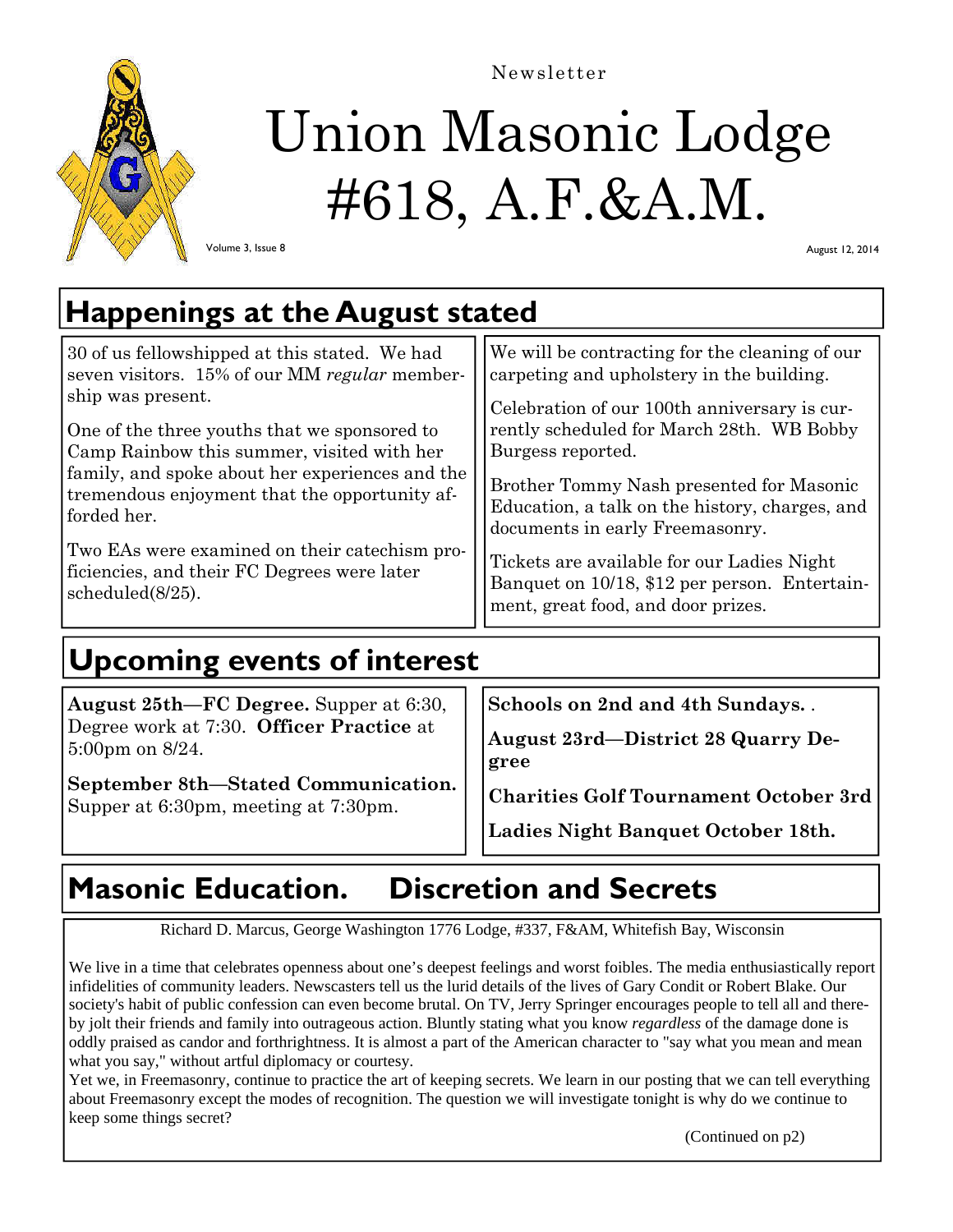Newsletter

# Union Masonic Lodge #618, A.F.&A.M.

Volume 3, Issue 8

August 12, 2014

## Happenings at the August stated

30 of us fellowshipped at this stated. We had seven visitors. 15% of our MM *regular* membership was present.

One of the three youths that we sponsored to Camp Rainbow this summer, visited with her family, and spoke about her experiences and the tremendous enjoyment that the opportunity afforded her.

Two EAs were examined on their catechism proficiencies, and their FC Degrees were later scheduled(8/25).

We will be contracting for the cleaning of our carpeting and upholstery in the building.

Celebration of our 100th anniversary is currently scheduled for March 28th. WB Bobby Burgess reported.

Brother Tommy Nash presented for Masonic Education, a talk on the history, charges, and documents in early Freemasonry.

Tickets are available for our Ladies Night Banquet on 10/18, $12 per person. Entertainment, great food, and door prizes.

## Upcoming events of interest

**August 25th—FC Degree.** Supper at 6:30, Degree work at 7:30. **Officer Practice** at 5:00pm on 8/24.

**September 8th—Stated Communication.** Supper at 6:30pm, meeting at 7:30pm.

**Schools on 2nd and 4th Sundays.** .

**August 23rd—District 28 Quarry Degree**

**Charities Golf Tournament October 3rd**

**Ladies Night Banquet October 18th.**

## Masonic Education. Discretion and Secrets

Richard D. Marcus, George Washington 1776 Lodge, #337, F&AM, Whitefish Bay, Wisconsin

We live in a time that celebrates openness about one's deepest feelings and worst foibles. The media enthusiastically report infidelities of community leaders. Newscasters tell us the lurid details of the lives of Gary Condit or Robert Blake. Our society's habit of public confession can even become brutal. On TV, Jerry Springer encourages people to tell all and thereby jolt their friends and family into outrageous action. Bluntly stating what you know *regardless* of the damage done is oddly praised as candor and forthrightness. It is almost a part of the American character to "say what you mean and mean what you say," without artful diplomacy or courtesy.

Yet we, in Freemasonry, continue to practice the art of keeping secrets. We learn in our posting that we can tell everything about Freemasonry except the modes of recognition. The question we will investigate tonight is why do we continue to keep some things secret?

(Continued on p2)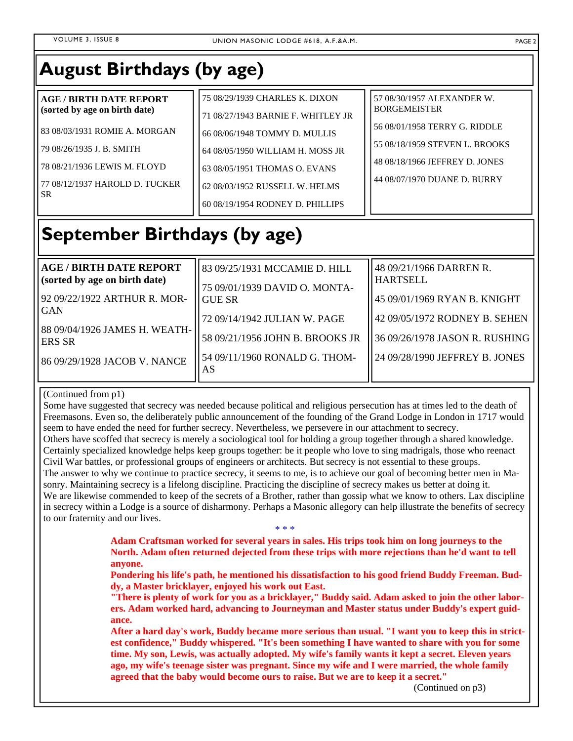# August Birthdays (by age)

**AGE / BIRTH DATE REPORT (sorted by age on birth date)**

83 08/03/1931 ROMIE A. MORGAN

79 08/26/1935 J. B. SMITH

78 08/21/1936 LEWIS M. FLOYD

77 08/12/1937 HAROLD D. TUCKER SR

75 08/29/1939 CHARLES K. DIXON

71 08/27/1943 BARNIE F. WHITLEY JR

66 08/06/1948 TOMMY D. MULLIS

64 08/05/1950 WILLIAM H. MOSS JR

63 08/05/1951 THOMAS O. EVANS

62 08/03/1952 RUSSELL W. HELMS

60 08/19/1954 RODNEY D. PHILLIPS

57 08/30/1957 ALEXANDER W. BORGEMEISTER

56 08/01/1958 TERRY G. RIDDLE

55 08/18/1959 STEVEN L. BROOKS

48 08/18/1966 JEFFREY D. JONES

44 08/07/1970 DUANE D. BURRY

# September Birthdays (by age)

**AGE / BIRTH DATE REPORT (sorted by age on birth date)**

92 09/22/1922 ARTHUR R. MORGAN

88 09/04/1926 JAMES H. WEATHERS SR

86 09/29/1928 JACOB V. NANCE

83 09/25/1931 MCCAMIE D. HILL

75 09/01/1939 DAVID O. MONTAGUE SR

72 09/14/1942 JULIAN W. PAGE

58 09/21/1956 JOHN B. BROOKS JR

54 09/11/1960 RONALD G. THOMAS

48 09/21/1966 DARREN R. HARTSELL

45 09/01/1969 RYAN B. KNIGHT

42 09/05/1972 RODNEY B. SEHEN

36 09/26/1978 JASON R. RUSHING

24 09/28/1990 JEFFREY B. JONES

(Continued from p1)

Some have suggested that secrecy was needed because political and religious persecution has at times led to the death of Freemasons. Even so, the deliberately public announcement of the founding of the Grand Lodge in London in 1717 would seem to have ended the need for further secrecy. Nevertheless, we persevere in our attachment to secrecy.

Others have scoffed that secrecy is merely a sociological tool for holding a group together through a shared knowledge. Certainly specialized knowledge helps keep groups together: be it people who love to sing madrigals, those who reenact Civil War battles, or professional groups of engineers or architects. But secrecy is not essential to these groups.

The answer to why we continue to practice secrecy, it seems to me, is to achieve our goal of becoming better men in Masonry. Maintaining secrecy is a lifelong discipline. Practicing the discipline of secrecy makes us better at doing it.

We are likewise commended to keep of the secrets of a Brother, rather than gossip what we know to others. Lax discipline in secrecy within a Lodge is a source of disharmony. Perhaps a Masonic allegory can help illustrate the benefits of secrecy to our fraternity and our lives.

\* \* \*

**Adam Craftsman worked for several years in sales. His trips took him on long journeys to the North. Adam often returned dejected from these trips with more rejections than he'd want to tell anyone.**

**Pondering his life's path, he mentioned his dissatisfaction to his good friend Buddy Freeman. Buddy, a Master bricklayer, enjoyed his work out East.**

**"There is plenty of work for you as a bricklayer," Buddy said. Adam asked to join the other laborers. Adam worked hard, advancing to Journeyman and Master status under Buddy's expert guidance.**

**After a hard day's work, Buddy became more serious than usual. "I want you to keep this in strictest confidence," Buddy whispered. "It's been something I have wanted to share with you for some time. My son, Lewis, was actually adopted. My wife's family wants it kept a secret. Eleven years ago, my wife's teenage sister was pregnant. Since my wife and I were married, the whole family agreed that the baby would become ours to raise. But we are to keep it a secret."**

(Continued on p3)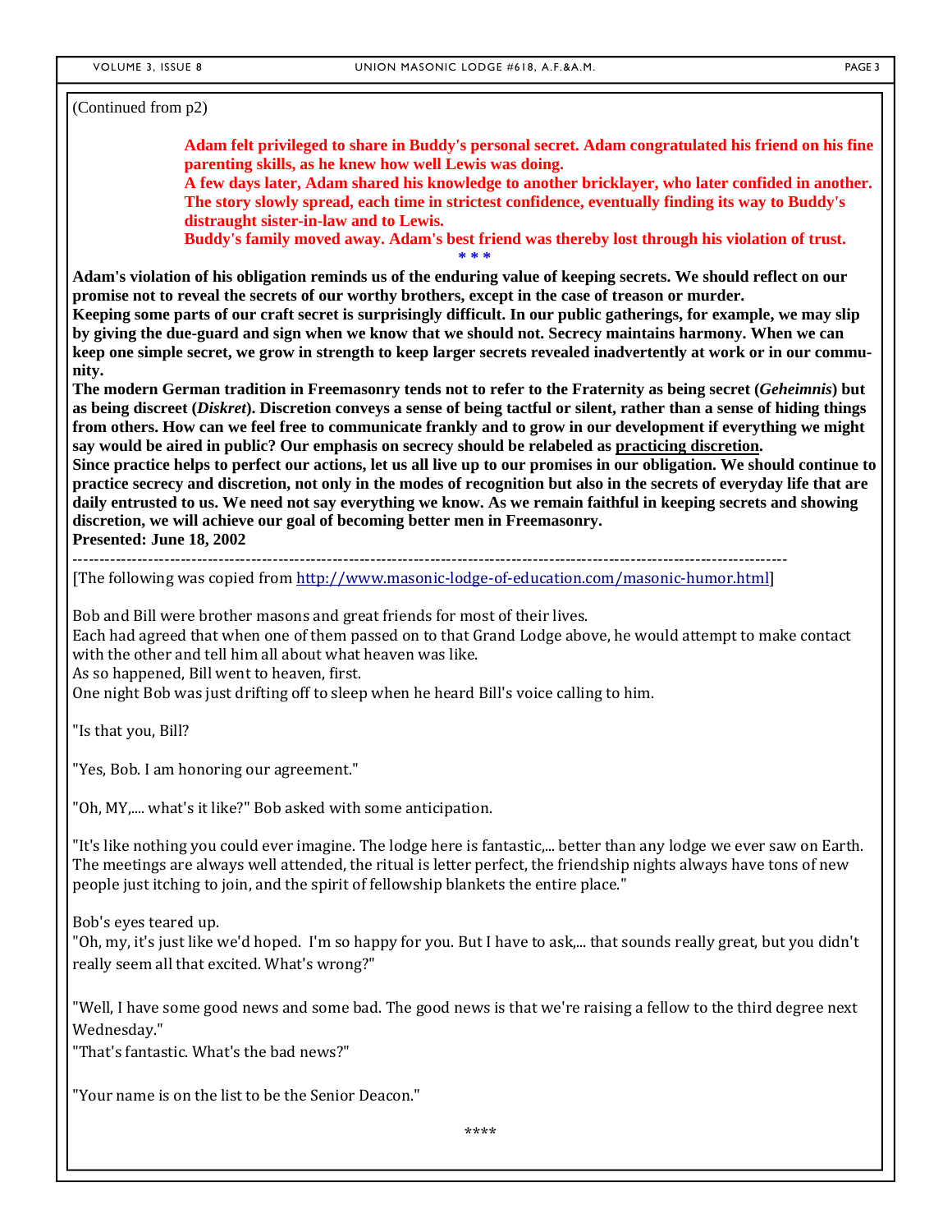(Continued from p2)

**Adam felt privileged to share in Buddy's personal secret. Adam congratulated his friend on his fine parenting skills, as he knew how well Lewis was doing.**
**A few days later, Adam shared his knowledge to another bricklayer, who later confided in another. The story slowly spread, each time in strictest confidence, eventually finding its way to Buddy's distraught sister-in-law and to Lewis.**
**Buddy's family moved away. Adam's best friend was thereby lost through his violation of trust.**

\* \* \*

**Adam's violation of his obligation reminds us of the enduring value of keeping secrets. We should reflect on our promise not to reveal the secrets of our worthy brothers, except in the case of treason or murder.**
**Keeping some parts of our craft secret is surprisingly difficult. In our public gatherings, for example, we may slip by giving the due-guard and sign when we know that we should not. Secrecy maintains harmony. When we can keep one simple secret, we grow in strength to keep larger secrets revealed inadvertently at work or in our community.**
**The modern German tradition in Freemasonry tends not to refer to the Fraternity as being secret (*Geheimnis*) but as being discreet (*Diskret*). Discretion conveys a sense of being tactful or silent, rather than a sense of hiding things from others. How can we feel free to communicate frankly and to grow in our development if everything we might say would be aired in public? Our emphasis on secrecy should be relabeled as <u>practicing discretion</u>.**
**Since practice helps to perfect our actions, let us all live up to our promises in our obligation. We should continue to practice secrecy and discretion, not only in the modes of recognition but also in the secrets of everyday life that are daily entrusted to us. We need not say everything we know. As we remain faithful in keeping secrets and showing discretion, we will achieve our goal of becoming better men in Freemasonry.**
**Presented: June 18, 2002**

---

[The following was copied from http://www.masonic-lodge-of-education.com/masonic-humor.html]

Bob and Bill were brother masons and great friends for most of their lives.
Each had agreed that when one of them passed on to that Grand Lodge above, he would attempt to make contact with the other and tell him all about what heaven was like.
As so happened, Bill went to heaven, first.
One night Bob was just drifting off to sleep when he heard Bill's voice calling to him.

"Is that you, Bill?

"Yes, Bob. I am honoring our agreement."

"Oh, MY,.... what's it like?" Bob asked with some anticipation.

"It's like nothing you could ever imagine. The lodge here is fantastic,... better than any lodge we ever saw on Earth. The meetings are always well attended, the ritual is letter perfect, the friendship nights always have tons of new people just itching to join, and the spirit of fellowship blankets the entire place."

Bob's eyes teared up.
"Oh, my, it's just like we'd hoped. I'm so happy for you. But I have to ask,... that sounds really great, but you didn't really seem all that excited. What's wrong?"

"Well, I have some good news and some bad. The good news is that we're raising a fellow to the third degree next Wednesday."
"That's fantastic. What's the bad news?"

"Your name is on the list to be the Senior Deacon."

\*\*\*\*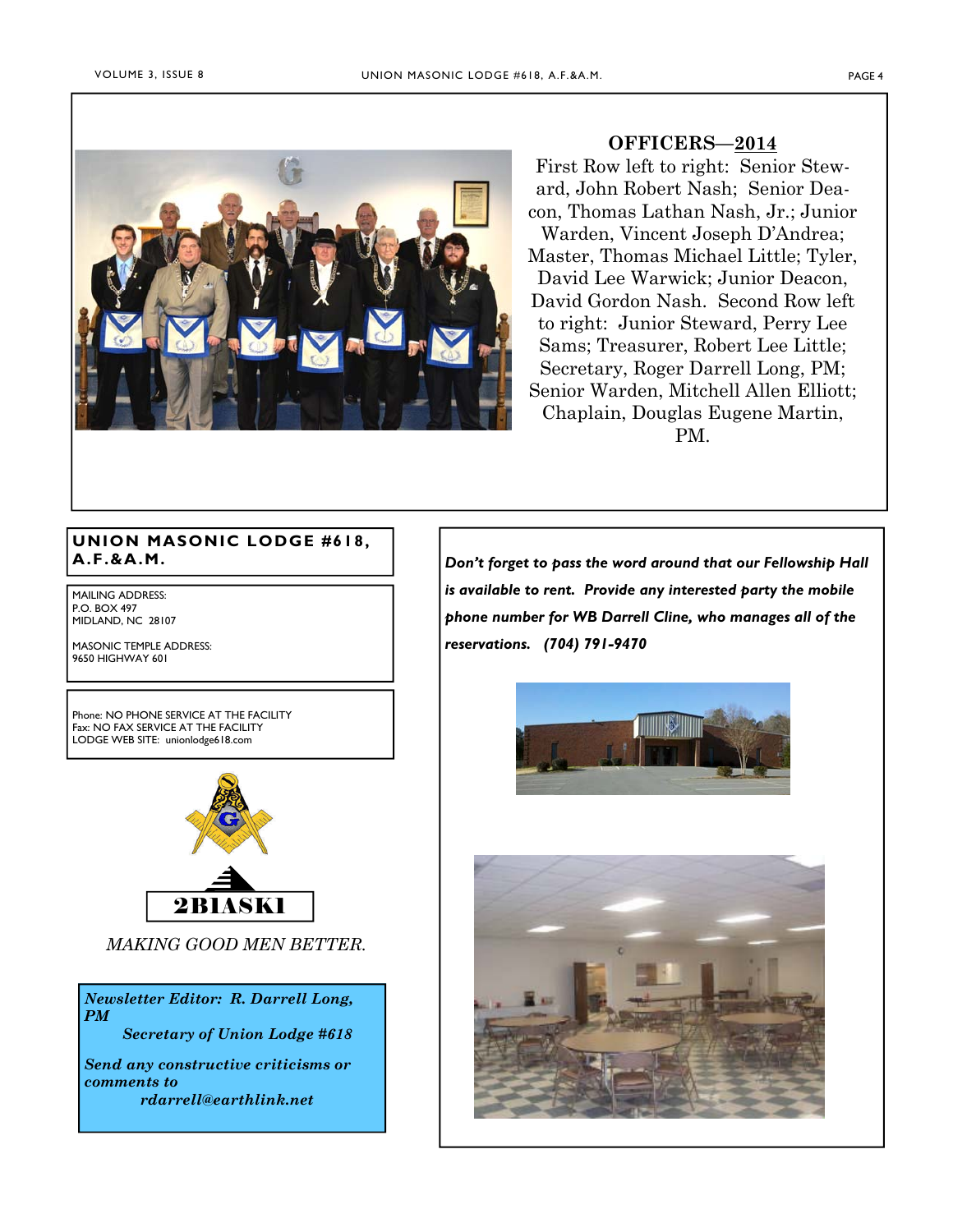## OFFICERS—2014

First Row left to right: Senior Steward, John Robert Nash; Senior Deacon, Thomas Lathan Nash, Jr.; Junior Warden, Vincent Joseph D'Andrea; Master, Thomas Michael Little; Tyler, David Lee Warwick; Junior Deacon, David Gordon Nash. Second Row left to right: Junior Steward, Perry Lee Sams; Treasurer, Robert Lee Little; Secretary, Roger Darrell Long, PM; Senior Warden, Mitchell Allen Elliott; Chaplain, Douglas Eugene Martin, PM.

## UNION MASONIC LODGE #618, A.F.&A.M.

MAILING ADDRESS:
P.O. BOX 497
MIDLAND, NC 28107

MASONIC TEMPLE ADDRESS:
9650 HIGHWAY 601

Phone: NO PHONE SERVICE AT THE FACILITY
Fax: NO FAX SERVICE AT THE FACILITY
LODGE WEB SITE: unionlodge618.com

2B1ASK1

*MAKING GOOD MEN BETTER.*

***Newsletter Editor: R. Darrell Long, PM***
***Secretary of Union Lodge #618***

***Send any constructive criticisms or comments to***
***rdarrell@earthlink.net***

***Don't forget to pass the word around that our Fellowship Hall is available to rent. Provide any interested party the mobile phone number for WB Darrell Cline, who manages all of the reservations. (704) 791-9470***